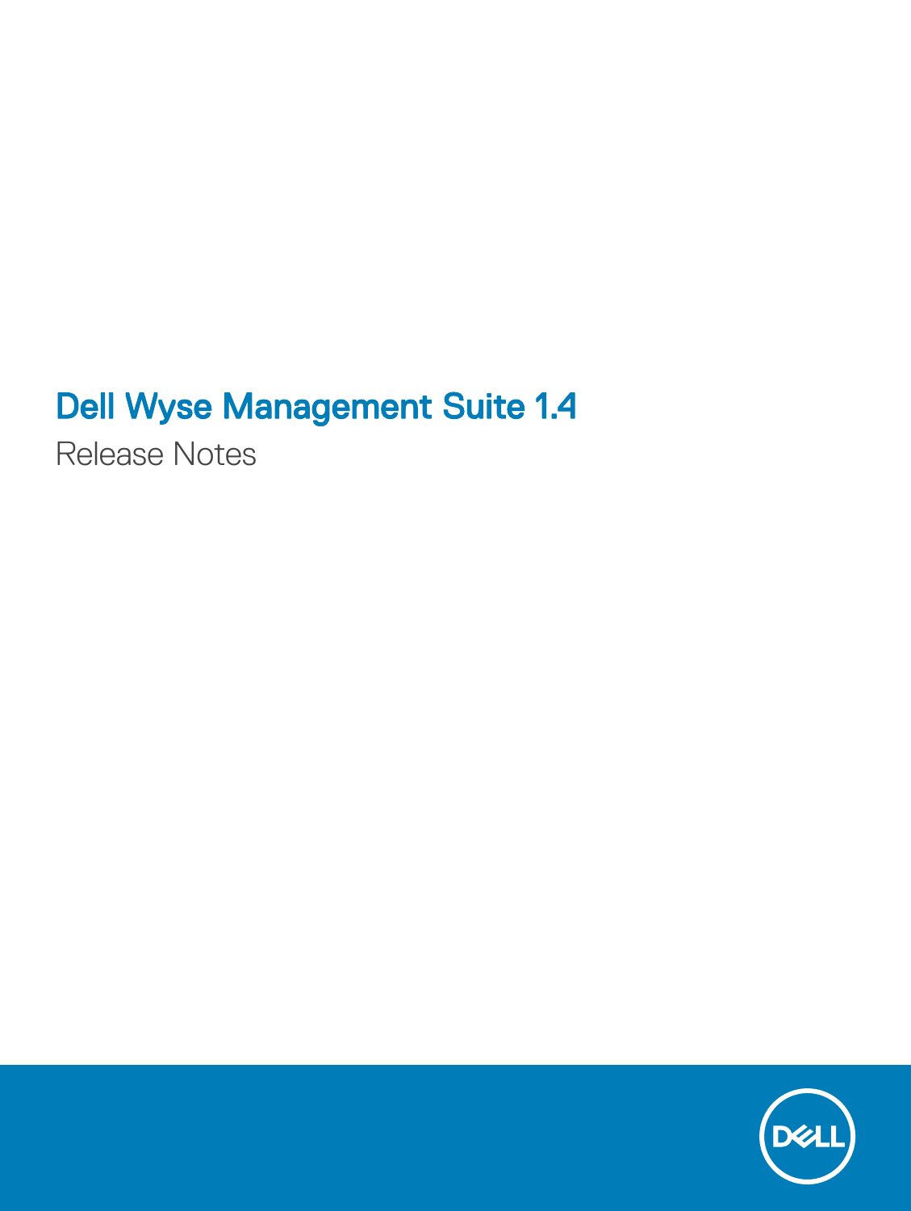# Dell Wyse Management Suite 1.4

Release Notes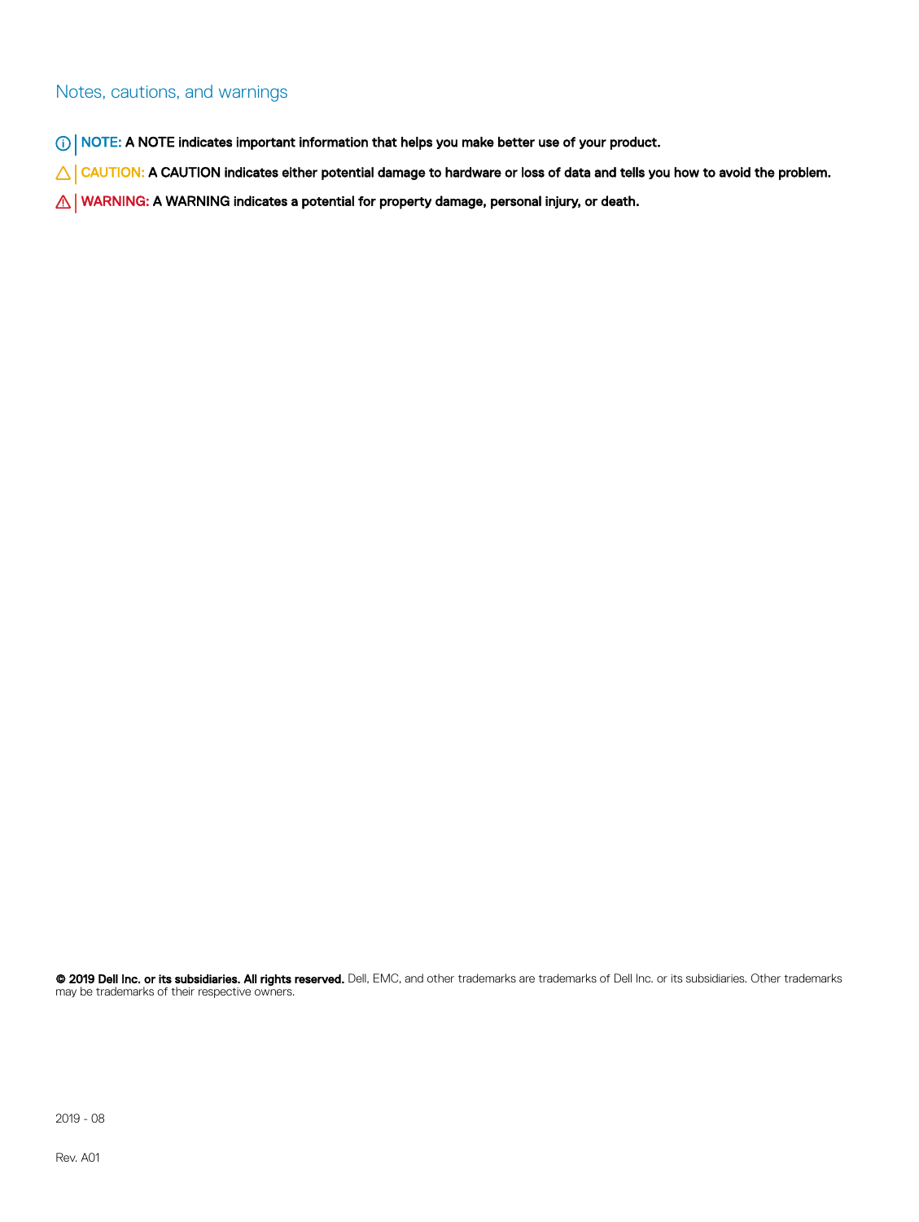## Notes, cautions, and warnings

**NOTE: A NOTE indicates important information that helps you make better use of your product.**

**CAUTION: A CAUTION indicates either potential damage to hardware or loss of data and tells you how to avoid the problem.**

**WARNING: A WARNING indicates a potential for property damage, personal injury, or death.**

**© 2019 Dell Inc. or its subsidiaries. All rights reserved.** Dell, EMC, and other trademarks are trademarks of Dell Inc. or its subsidiaries. Other trademarks may be trademarks of their respective owners.

2019 - 08

Rev. A01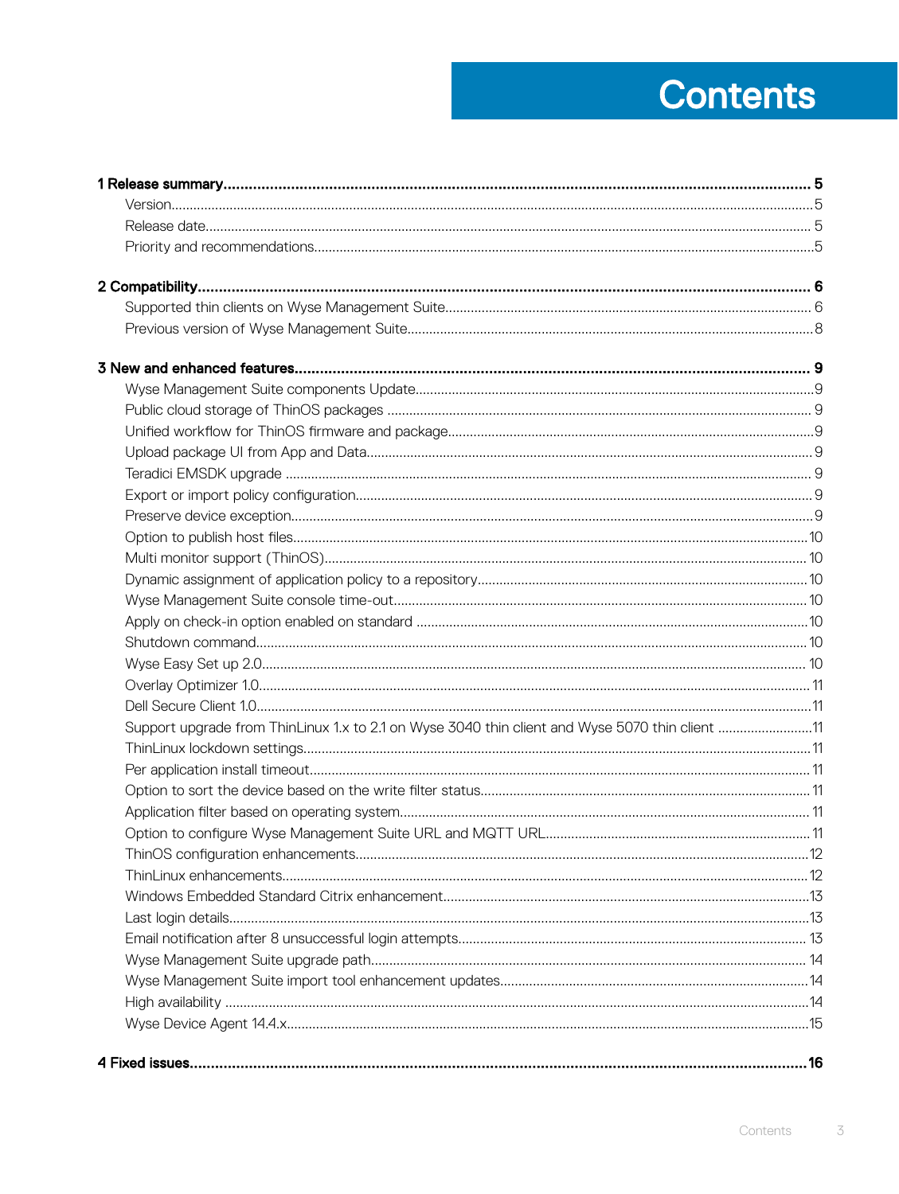# Contents

**1 Release summary** ..... **5**

- Version ..... 5
- Release date ..... 5
- Priority and recommendations ..... 5

**2 Compatibility** ..... **6**

- Supported thin clients on Wyse Management Suite ..... 6
- Previous version of Wyse Management Suite ..... 8

**3 New and enhanced features** ..... **9**

- Wyse Management Suite components Update ..... 9
- Public cloud storage of ThinOS packages ..... 9
- Unified workflow for ThinOS firmware and package ..... 9
- Upload package UI from App and Data ..... 9
- Teradici EMSDK upgrade ..... 9
- Export or import policy configuration ..... 9
- Preserve device exception ..... 9
- Option to publish host files ..... 10
- Multi monitor support (ThinOS) ..... 10
- Dynamic assignment of application policy to a repository ..... 10
- Wyse Management Suite console time-out ..... 10
- Apply on check-in option enabled on standard ..... 10
- Shutdown command ..... 10
- Wyse Easy Set up 2.0 ..... 10
- Overlay Optimizer 1.0 ..... 11
- Dell Secure Client 1.0 ..... 11
- Support upgrade from ThinLinux 1.x to 2.1 on Wyse 3040 thin client and Wyse 5070 thin client ..... 11
- ThinLinux lockdown settings ..... 11
- Per application install timeout ..... 11
- Option to sort the device based on the write filter status ..... 11
- Application filter based on operating system ..... 11
- Option to configure Wyse Management Suite URL and MQTT URL ..... 11
- ThinOS configuration enhancements ..... 12
- ThinLinux enhancements ..... 12
- Windows Embedded Standard Citrix enhancement ..... 13
- Last login details ..... 13
- Email notification after 8 unsuccessful login attempts ..... 13
- Wyse Management Suite upgrade path ..... 14
- Wyse Management Suite import tool enhancement updates ..... 14
- High availability ..... 14
- Wyse Device Agent 14.4.x ..... 15

**4 Fixed issues** ..... **16**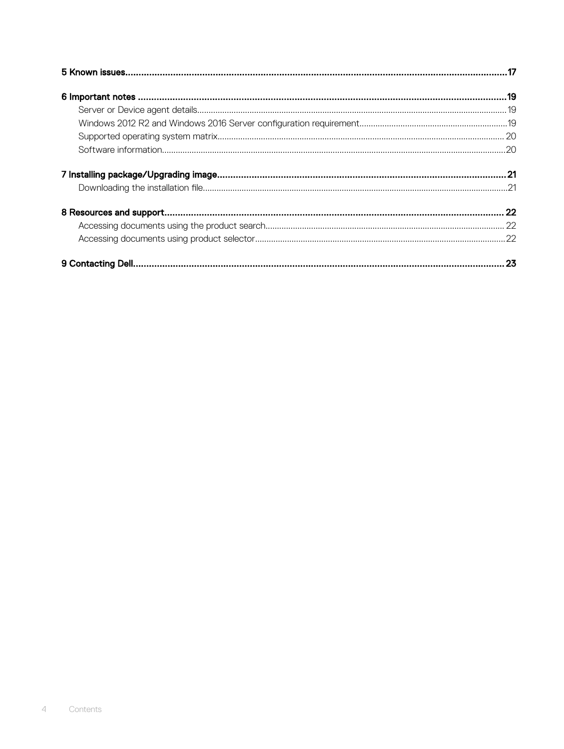5 Known issues....................................................................................................................................................17

6 Important notes ...............................................................................................................................................19

Server or Device agent details.............................................................................................................................19

Windows 2012 R2 and Windows 2016 Server configuration requirement..............................................................19

Supported operating system matrix.................................................................................................................... 20

Software information...........................................................................................................................................20

7 Installing package/Upgrading image.................................................................................................................21

Downloading the installation file...........................................................................................................................21

8 Resources and support................................................................................................................................... 22

Accessing documents using the product search.................................................................................................. 22

Accessing documents using product selector.......................................................................................................22

9 Contacting Dell................................................................................................................................................23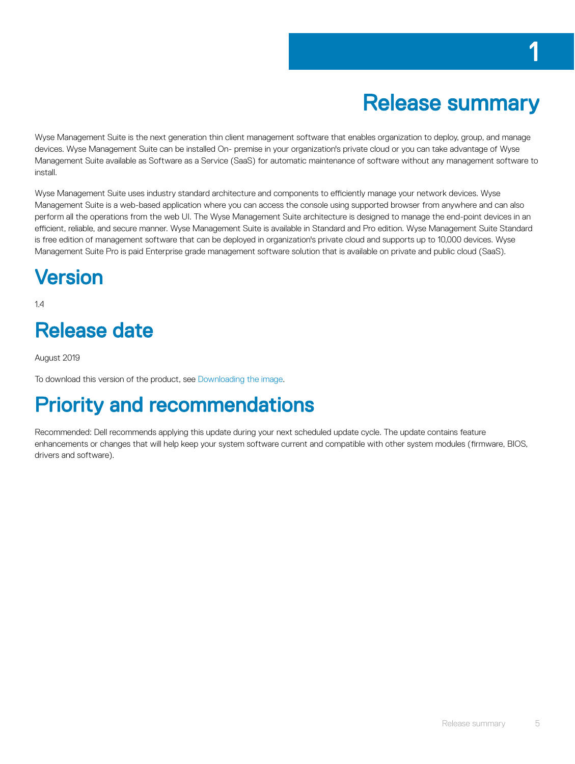# 1 Release summary

Wyse Management Suite is the next generation thin client management software that enables organization to deploy, group, and manage devices. Wyse Management Suite can be installed On- premise in your organization's private cloud or you can take advantage of Wyse Management Suite available as Software as a Service (SaaS) for automatic maintenance of software without any management software to install.

Wyse Management Suite uses industry standard architecture and components to efficiently manage your network devices. Wyse Management Suite is a web-based application where you can access the console using supported browser from anywhere and can also perform all the operations from the web UI. The Wyse Management Suite architecture is designed to manage the end-point devices in an efficient, reliable, and secure manner. Wyse Management Suite is available in Standard and Pro edition. Wyse Management Suite Standard is free edition of management software that can be deployed in organization's private cloud and supports up to 10,000 devices. Wyse Management Suite Pro is paid Enterprise grade management software solution that is available on private and public cloud (SaaS).

## Version

1.4

## Release date

August 2019

To download this version of the product, see Downloading the image.

## Priority and recommendations

Recommended: Dell recommends applying this update during your next scheduled update cycle. The update contains feature enhancements or changes that will help keep your system software current and compatible with other system modules (firmware, BIOS, drivers and software).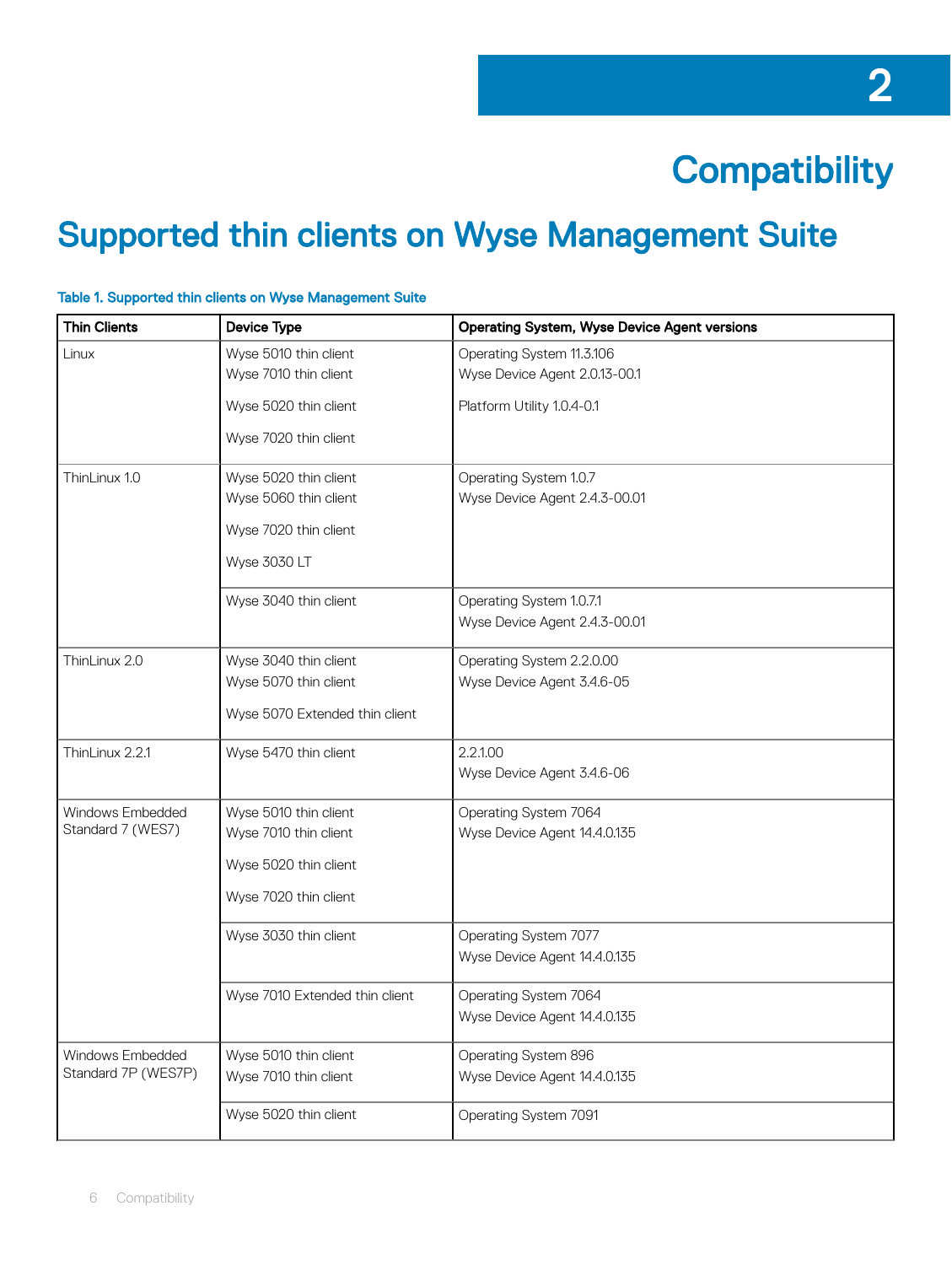# 2 Compatibility

## Supported thin clients on Wyse Management Suite

**Table 1. Supported thin clients on Wyse Management Suite**

| Thin Clients | Device Type | Operating System, Wyse Device Agent versions |
|---|---|---|
| Linux | Wyse 5010 thin client<br>Wyse 7010 thin client<br>Wyse 5020 thin client<br>Wyse 7020 thin client | Operating System 11.3.106<br>Wyse Device Agent 2.0.13-00.1<br>Platform Utility 1.0.4-0.1 |
| ThinLinux 1.0 | Wyse 5020 thin client<br>Wyse 5060 thin client<br>Wyse 7020 thin client<br>Wyse 3030 LT | Operating System 1.0.7<br>Wyse Device Agent 2.4.3-00.01 |
| | Wyse 3040 thin client | Operating System 1.0.7.1<br>Wyse Device Agent 2.4.3-00.01 |
| ThinLinux 2.0 | Wyse 3040 thin client<br>Wyse 5070 thin client<br>Wyse 5070 Extended thin client | Operating System 2.2.0.00<br>Wyse Device Agent 3.4.6-05 |
| ThinLinux 2.2.1 | Wyse 5470 thin client | 2.2.1.00<br>Wyse Device Agent 3.4.6-06 |
| Windows Embedded Standard 7 (WES7) | Wyse 5010 thin client<br>Wyse 7010 thin client<br>Wyse 5020 thin client<br>Wyse 7020 thin client | Operating System 7064<br>Wyse Device Agent 14.4.0.135 |
| | Wyse 3030 thin client | Operating System 7077<br>Wyse Device Agent 14.4.0.135 |
| | Wyse 7010 Extended thin client | Operating System 7064<br>Wyse Device Agent 14.4.0.135 |
| Windows Embedded Standard 7P (WES7P) | Wyse 5010 thin client<br>Wyse 7010 thin client | Operating System 896<br>Wyse Device Agent 14.4.0.135 |
| | Wyse 5020 thin client | Operating System 7091 |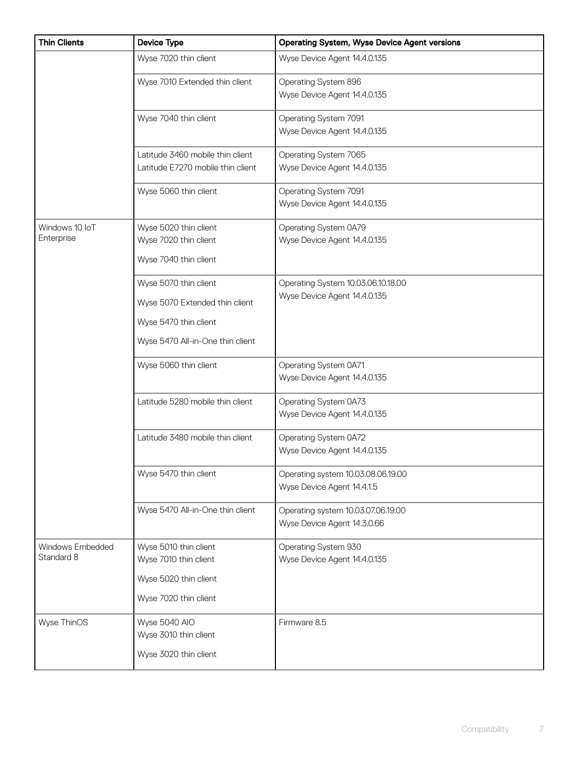| Thin Clients | Device Type | Operating System, Wyse Device Agent versions |
|---|---|---|
| | Wyse 7020 thin client | Wyse Device Agent 14.4.0.135 |
| | Wyse 7010 Extended thin client | Operating System 896<br>Wyse Device Agent 14.4.0.135 |
| | Wyse 7040 thin client | Operating System 7091<br>Wyse Device Agent 14.4.0.135 |
| | Latitude 3460 mobile thin client<br>Latitude E7270 mobile thin client | Operating System 7065<br>Wyse Device Agent 14.4.0.135 |
| | Wyse 5060 thin client | Operating System 7091<br>Wyse Device Agent 14.4.0.135 |
| Windows 10 IoT Enterprise | Wyse 5020 thin client<br>Wyse 7020 thin client<br>Wyse 7040 thin client | Operating System 0A79<br>Wyse Device Agent 14.4.0.135 |
| | Wyse 5070 thin client<br>Wyse 5070 Extended thin client<br>Wyse 5470 thin client<br>Wyse 5470 All-in-One thin client | Operating System 10.03.06.10.18.00<br>Wyse Device Agent 14.4.0.135 |
| | Wyse 5060 thin client | Operating System 0A71<br>Wyse Device Agent 14.4.0.135 |
| | Latitude 5280 mobile thin client | Operating System 0A73<br>Wyse Device Agent 14.4.0.135 |
| | Latitude 3480 mobile thin client | Operating System 0A72<br>Wyse Device Agent 14.4.0.135 |
| | Wyse 5470 thin client | Operating system 10.03.08.06.19.00<br>Wyse Device Agent 14.4.1.5 |
| | Wyse 5470 All-in-One thin client | Operating system 10.03.07.06.19.00<br>Wyse Device Agent 14.3.0.66 |
| Windows Embedded Standard 8 | Wyse 5010 thin client<br>Wyse 7010 thin client<br>Wyse 5020 thin client<br>Wyse 7020 thin client | Operating System 930<br>Wyse Device Agent 14.4.0.135 |
| Wyse ThinOS | Wyse 5040 AIO<br>Wyse 3010 thin client<br>Wyse 3020 thin client | Firmware 8.5 |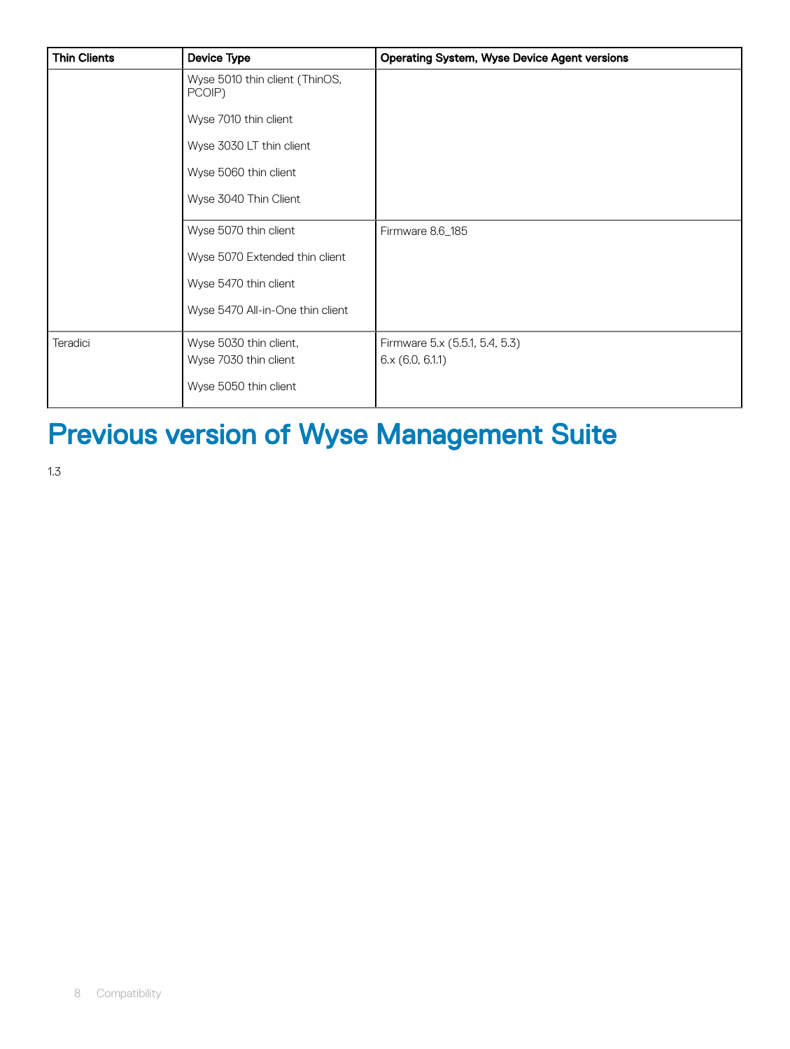| Thin Clients | Device Type | Operating System, Wyse Device Agent versions |
|---|---|---|
| | Wyse 5010 thin client (ThinOS, PCOIP)<br><br>Wyse 7010 thin client<br><br>Wyse 3030 LT thin client<br><br>Wyse 5060 thin client<br><br>Wyse 3040 Thin Client | |
| | Wyse 5070 thin client<br><br>Wyse 5070 Extended thin client<br><br>Wyse 5470 thin client<br><br>Wyse 5470 All-in-One thin client | Firmware 8.6_185 |
| Teradici | Wyse 5030 thin client,<br>Wyse 7030 thin client<br><br>Wyse 5050 thin client | Firmware 5.x (5.5.1, 5.4, 5.3)<br>6.x (6.0, 6.1.1) |

# Previous version of Wyse Management Suite

1.3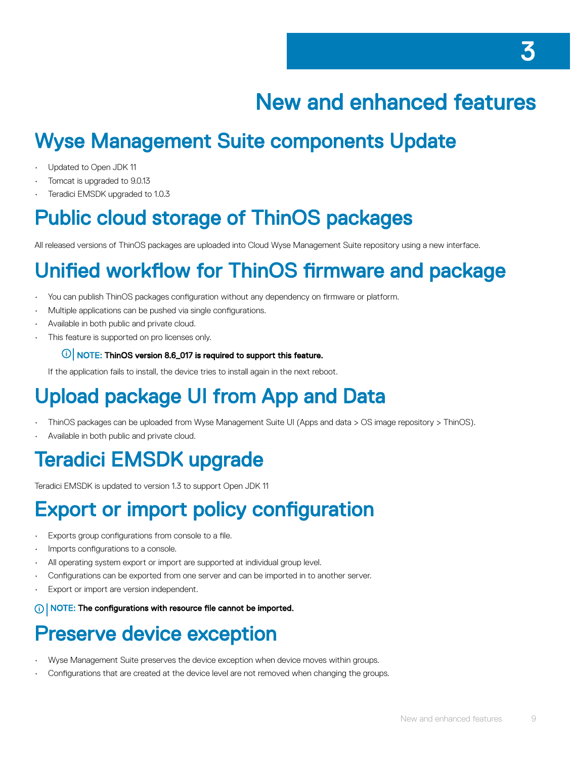// 3

# New and enhanced features

## Wyse Management Suite components Update

- Updated to Open JDK 11
- Tomcat is upgraded to 9.0.13
- Teradici EMSDK upgraded to 1.0.3

## Public cloud storage of ThinOS packages

All released versions of ThinOS packages are uploaded into Cloud Wyse Management Suite repository using a new interface.

## Unified workflow for ThinOS firmware and package

- You can publish ThinOS packages configuration without any dependency on firmware or platform.
- Multiple applications can be pushed via single configurations.
- Available in both public and private cloud.
- This feature is supported on pro licenses only.

  **NOTE: ThinOS version 8.6_017 is required to support this feature.**

  If the application fails to install, the device tries to install again in the next reboot.

## Upload package UI from App and Data

- ThinOS packages can be uploaded from Wyse Management Suite UI (Apps and data > OS image repository > ThinOS).
- Available in both public and private cloud.

## Teradici EMSDK upgrade

Teradici EMSDK is updated to version 1.3 to support Open JDK 11

## Export or import policy configuration

- Exports group configurations from console to a file.
- Imports configurations to a console.
- All operating system export or import are supported at individual group level.
- Configurations can be exported from one server and can be imported in to another server.
- Export or import are version independent.

**NOTE: The configurations with resource file cannot be imported.**

## Preserve device exception

- Wyse Management Suite preserves the device exception when device moves within groups.
- Configurations that are created at the device level are not removed when changing the groups.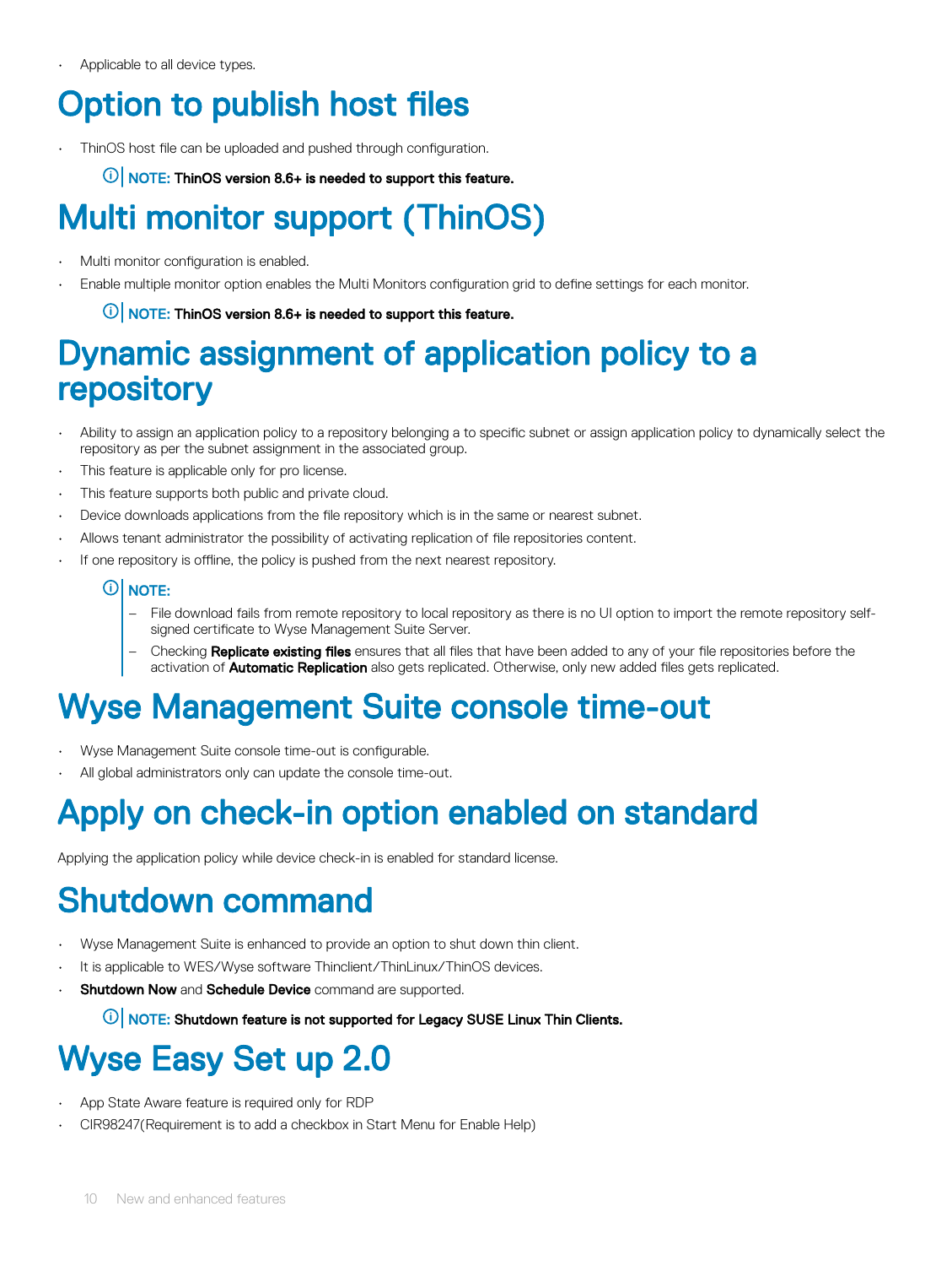- Applicable to all device types.

# Option to publish host files

- ThinOS host file can be uploaded and pushed through configuration.

> **NOTE: ThinOS version 8.6+ is needed to support this feature.**

# Multi monitor support (ThinOS)

- Multi monitor configuration is enabled.
- Enable multiple monitor option enables the Multi Monitors configuration grid to define settings for each monitor.

> **NOTE: ThinOS version 8.6+ is needed to support this feature.**

# Dynamic assignment of application policy to a repository

- Ability to assign an application policy to a repository belonging a to specific subnet or assign application policy to dynamically select the repository as per the subnet assignment in the associated group.
- This feature is applicable only for pro license.
- This feature supports both public and private cloud.
- Device downloads applications from the file repository which is in the same or nearest subnet.
- Allows tenant administrator the possibility of activating replication of file repositories content.
- If one repository is offline, the policy is pushed from the next nearest repository.

> **NOTE:**
>
> - File download fails from remote repository to local repository as there is no UI option to import the remote repository self-signed certificate to Wyse Management Suite Server.
> - Checking **Replicate existing files** ensures that all files that have been added to any of your file repositories before the activation of **Automatic Replication** also gets replicated. Otherwise, only new added files gets replicated.

# Wyse Management Suite console time-out

- Wyse Management Suite console time-out is configurable.
- All global administrators only can update the console time-out.

# Apply on check-in option enabled on standard

Applying the application policy while device check-in is enabled for standard license.

# Shutdown command

- Wyse Management Suite is enhanced to provide an option to shut down thin client.
- It is applicable to WES/Wyse software Thinclient/ThinLinux/ThinOS devices.
- **Shutdown Now** and **Schedule Device** command are supported.

> **NOTE: Shutdown feature is not supported for Legacy SUSE Linux Thin Clients.**

# Wyse Easy Set up 2.0

- App State Aware feature is required only for RDP
- CIR98247(Requirement is to add a checkbox in Start Menu for Enable Help)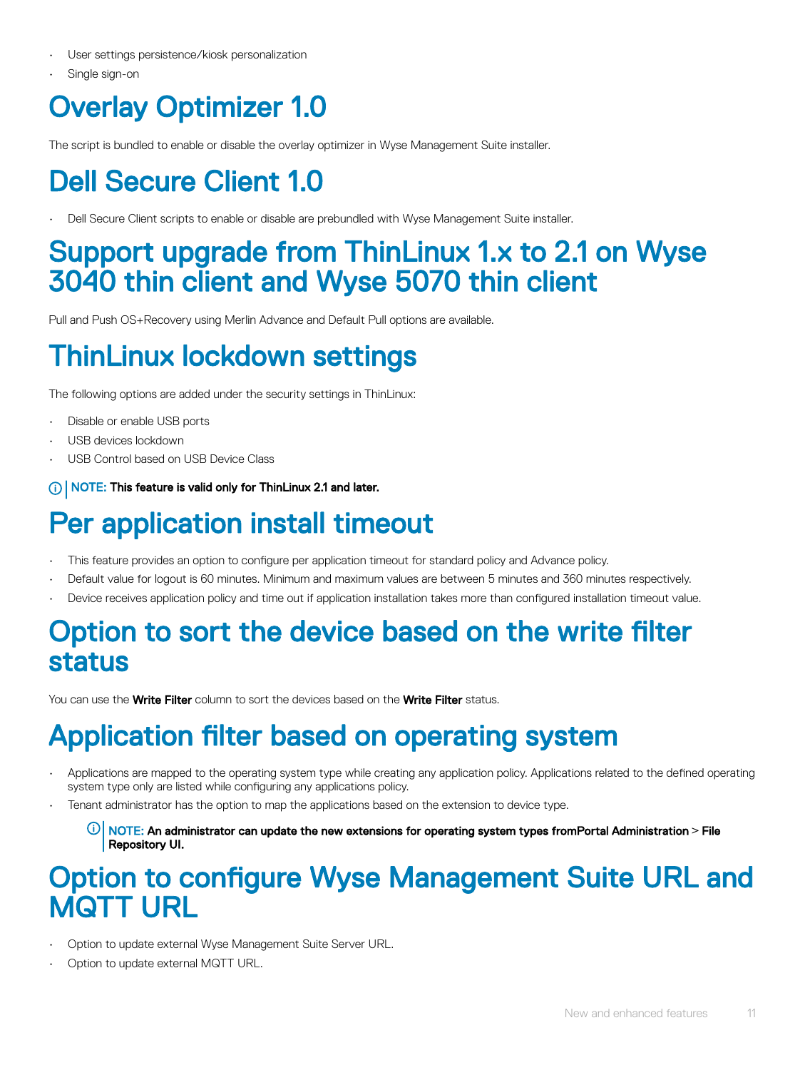- User settings persistence/kiosk personalization
- Single sign-on

# Overlay Optimizer 1.0

The script is bundled to enable or disable the overlay optimizer in Wyse Management Suite installer.

# Dell Secure Client 1.0

- Dell Secure Client scripts to enable or disable are prebundled with Wyse Management Suite installer.

# Support upgrade from ThinLinux 1.x to 2.1 on Wyse 3040 thin client and Wyse 5070 thin client

Pull and Push OS+Recovery using Merlin Advance and Default Pull options are available.

# ThinLinux lockdown settings

The following options are added under the security settings in ThinLinux:

- Disable or enable USB ports
- USB devices lockdown
- USB Control based on USB Device Class

**NOTE: This feature is valid only for ThinLinux 2.1 and later.**

# Per application install timeout

- This feature provides an option to configure per application timeout for standard policy and Advance policy.
- Default value for logout is 60 minutes. Minimum and maximum values are between 5 minutes and 360 minutes respectively.
- Device receives application policy and time out if application installation takes more than configured installation timeout value.

# Option to sort the device based on the write filter status

You can use the **Write Filter** column to sort the devices based on the **Write Filter** status.

# Application filter based on operating system

- Applications are mapped to the operating system type while creating any application policy. Applications related to the defined operating system type only are listed while configuring any applications policy.
- Tenant administrator has the option to map the applications based on the extension to device type.

  **NOTE: An administrator can update the new extensions for operating system types fromPortal Administration > File Repository UI.**

# Option to configure Wyse Management Suite URL and MQTT URL

- Option to update external Wyse Management Suite Server URL.
- Option to update external MQTT URL.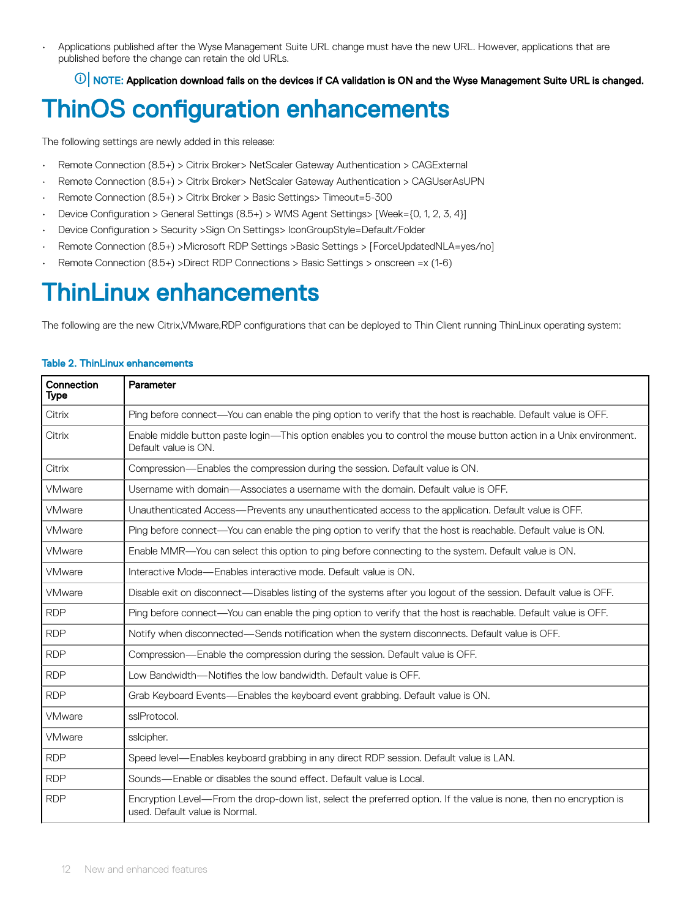- Applications published after the Wyse Management Suite URL change must have the new URL. However, applications that are published before the change can retain the old URLs.

**NOTE: Application download fails on the devices if CA validation is ON and the Wyse Management Suite URL is changed.**

# ThinOS configuration enhancements

The following settings are newly added in this release:

- Remote Connection (8.5+) > Citrix Broker> NetScaler Gateway Authentication > CAGExternal
- Remote Connection (8.5+) > Citrix Broker> NetScaler Gateway Authentication > CAGUserAsUPN
- Remote Connection (8.5+) > Citrix Broker > Basic Settings> Timeout=5-300
- Device Configuration > General Settings (8.5+) > WMS Agent Settings> [Week={0, 1, 2, 3, 4}]
- Device Configuration > Security >Sign On Settings> IconGroupStyle=Default/Folder
- Remote Connection (8.5+) >Microsoft RDP Settings >Basic Settings > [ForceUpdatedNLA=yes/no]
- Remote Connection (8.5+) >Direct RDP Connections > Basic Settings > onscreen =x (1-6)

# ThinLinux enhancements

The following are the new Citrix,VMware,RDP configurations that can be deployed to Thin Client running ThinLinux operating system:

**Table 2. ThinLinux enhancements**

| Connection Type | Parameter |
|---|---|
| Citrix | Ping before connect—You can enable the ping option to verify that the host is reachable. Default value is OFF. |
| Citrix | Enable middle button paste login—This option enables you to control the mouse button action in a Unix environment. Default value is ON. |
| Citrix | Compression—Enables the compression during the session. Default value is ON. |
| VMware | Username with domain—Associates a username with the domain. Default value is OFF. |
| VMware | Unauthenticated Access—Prevents any unauthenticated access to the application. Default value is OFF. |
| VMware | Ping before connect—You can enable the ping option to verify that the host is reachable. Default value is ON. |
| VMware | Enable MMR—You can select this option to ping before connecting to the system. Default value is ON. |
| VMware | Interactive Mode—Enables interactive mode. Default value is ON. |
| VMware | Disable exit on disconnect—Disables listing of the systems after you logout of the session. Default value is OFF. |
| RDP | Ping before connect—You can enable the ping option to verify that the host is reachable. Default value is OFF. |
| RDP | Notify when disconnected—Sends notification when the system disconnects. Default value is OFF. |
| RDP | Compression—Enable the compression during the session. Default value is OFF. |
| RDP | Low Bandwidth—Notifies the low bandwidth. Default value is OFF. |
| RDP | Grab Keyboard Events—Enables the keyboard event grabbing. Default value is ON. |
| VMware | sslProtocol. |
| VMware | sslcipher. |
| RDP | Speed level—Enables keyboard grabbing in any direct RDP session. Default value is LAN. |
| RDP | Sounds—Enable or disables the sound effect. Default value is Local. |
| RDP | Encryption Level—From the drop-down list, select the preferred option. If the value is none, then no encryption is used. Default value is Normal. |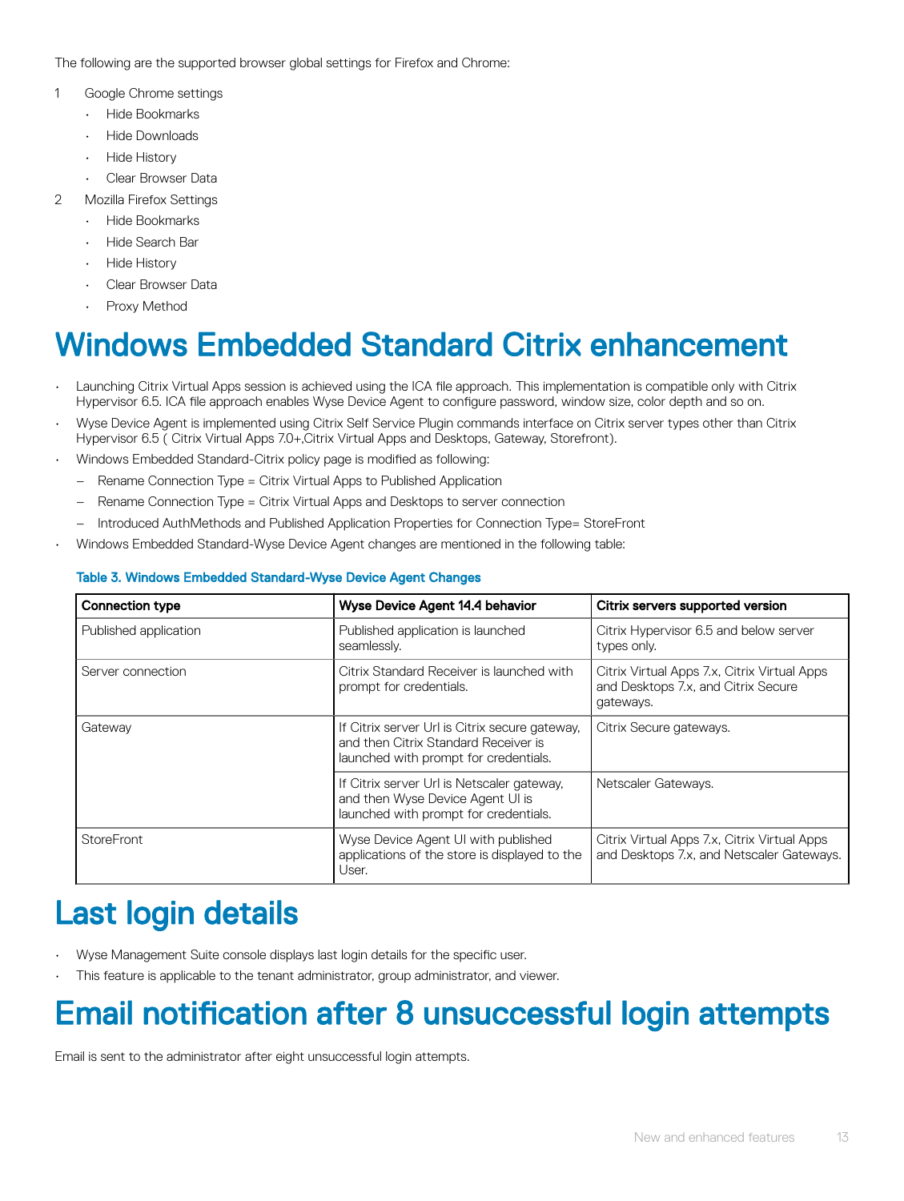The following are the supported browser global settings for Firefox and Chrome:

1. Google Chrome settings
   - Hide Bookmarks
   - Hide Downloads
   - Hide History
   - Clear Browser Data
2. Mozilla Firefox Settings
   - Hide Bookmarks
   - Hide Search Bar
   - Hide History
   - Clear Browser Data
   - Proxy Method

# Windows Embedded Standard Citrix enhancement

- Launching Citrix Virtual Apps session is achieved using the ICA file approach. This implementation is compatible only with Citrix Hypervisor 6.5. ICA file approach enables Wyse Device Agent to configure password, window size, color depth and so on.
- Wyse Device Agent is implemented using Citrix Self Service Plugin commands interface on Citrix server types other than Citrix Hypervisor 6.5 ( Citrix Virtual Apps 7.0+,Citrix Virtual Apps and Desktops, Gateway, Storefront).
- Windows Embedded Standard-Citrix policy page is modified as following:
  - Rename Connection Type = Citrix Virtual Apps to Published Application
  - Rename Connection Type = Citrix Virtual Apps and Desktops to server connection
  - Introduced AuthMethods and Published Application Properties for Connection Type= StoreFront
- Windows Embedded Standard-Wyse Device Agent changes are mentioned in the following table:

**Table 3. Windows Embedded Standard-Wyse Device Agent Changes**

| Connection type | Wyse Device Agent 14.4 behavior | Citrix servers supported version |
|---|---|---|
| Published application | Published application is launched seamlessly. | Citrix Hypervisor 6.5 and below server types only. |
| Server connection | Citrix Standard Receiver is launched with prompt for credentials. | Citrix Virtual Apps 7.x, Citrix Virtual Apps and Desktops 7.x, and Citrix Secure gateways. |
| Gateway | If Citrix server Url is Citrix secure gateway, and then Citrix Standard Receiver is launched with prompt for credentials. | Citrix Secure gateways. |
| | If Citrix server Url is Netscaler gateway, and then Wyse Device Agent UI is launched with prompt for credentials. | Netscaler Gateways. |
| StoreFront | Wyse Device Agent UI with published applications of the store is displayed to the User. | Citrix Virtual Apps 7.x, Citrix Virtual Apps and Desktops 7.x, and Netscaler Gateways. |

# Last login details

- Wyse Management Suite console displays last login details for the specific user.
- This feature is applicable to the tenant administrator, group administrator, and viewer.

# Email notification after 8 unsuccessful login attempts

Email is sent to the administrator after eight unsuccessful login attempts.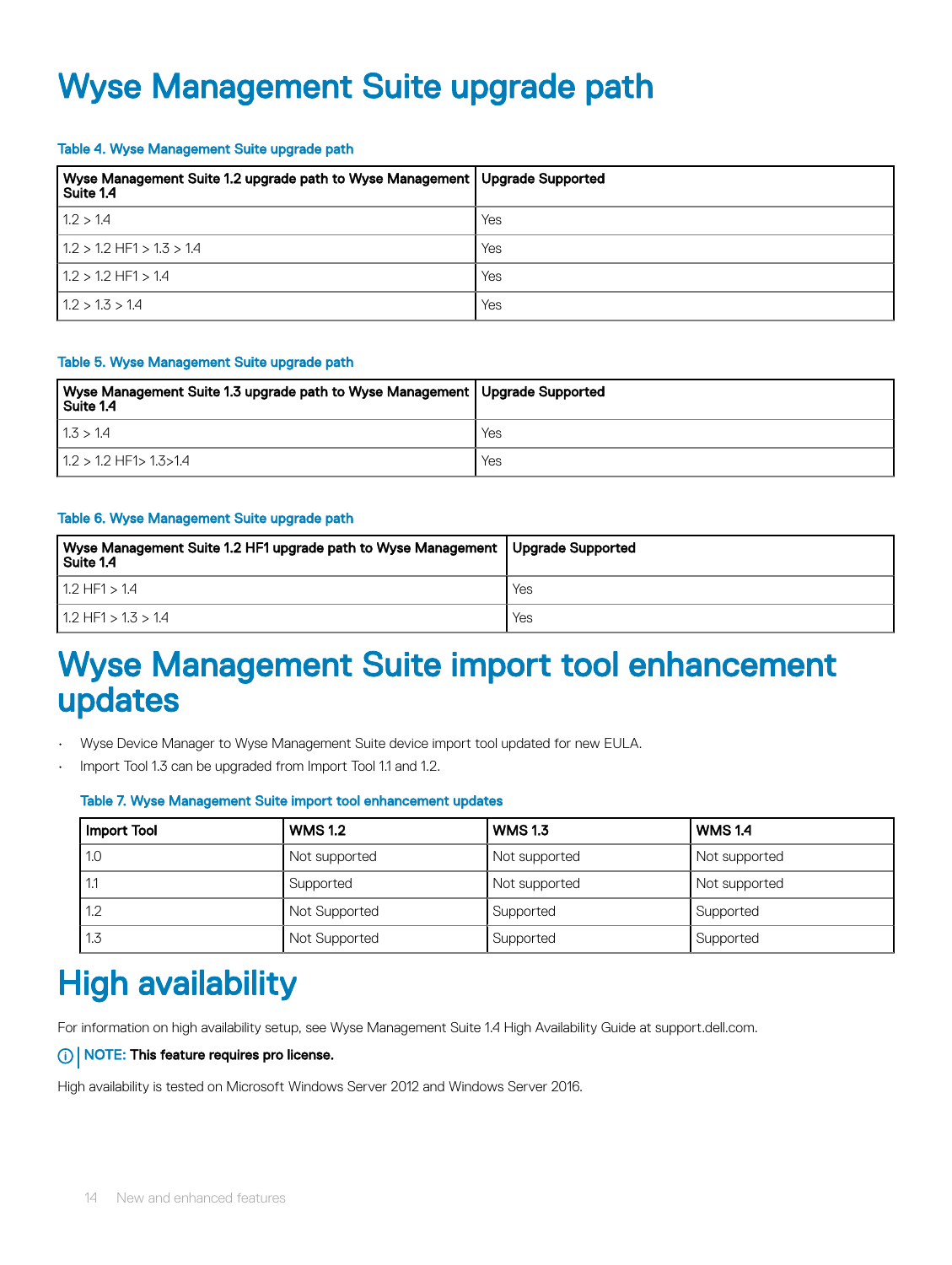# Wyse Management Suite upgrade path

Table 4. Wyse Management Suite upgrade path

| Wyse Management Suite 1.2 upgrade path to Wyse Management Suite 1.4 | Upgrade Supported |
| --- | --- |
| 1.2 > 1.4 | Yes |
| 1.2 > 1.2 HF1 > 1.3 > 1.4 | Yes |
| 1.2 > 1.2 HF1 > 1.4 | Yes |
| 1.2 > 1.3 > 1.4 | Yes |

Table 5. Wyse Management Suite upgrade path

| Wyse Management Suite 1.3 upgrade path to Wyse Management Suite 1.4 | Upgrade Supported |
| --- | --- |
| 1.3 > 1.4 | Yes |
| 1.2 > 1.2 HF1> 1.3>1.4 | Yes |

Table 6. Wyse Management Suite upgrade path

| Wyse Management Suite 1.2 HF1 upgrade path to Wyse Management Suite 1.4 | Upgrade Supported |
| --- | --- |
| 1.2 HF1 > 1.4 | Yes |
| 1.2 HF1 > 1.3 > 1.4 | Yes |

# Wyse Management Suite import tool enhancement updates

- Wyse Device Manager to Wyse Management Suite device import tool updated for new EULA.
- Import Tool 1.3 can be upgraded from Import Tool 1.1 and 1.2.

Table 7. Wyse Management Suite import tool enhancement updates

| Import Tool | WMS 1.2 | WMS 1.3 | WMS 1.4 |
| --- | --- | --- | --- |
| 1.0 | Not supported | Not supported | Not supported |
| 1.1 | Supported | Not supported | Not supported |
| 1.2 | Not Supported | Supported | Supported |
| 1.3 | Not Supported | Supported | Supported |

# High availability

For information on high availability setup, see Wyse Management Suite 1.4 High Availability Guide at support.dell.com.

**NOTE: This feature requires pro license.**

High availability is tested on Microsoft Windows Server 2012 and Windows Server 2016.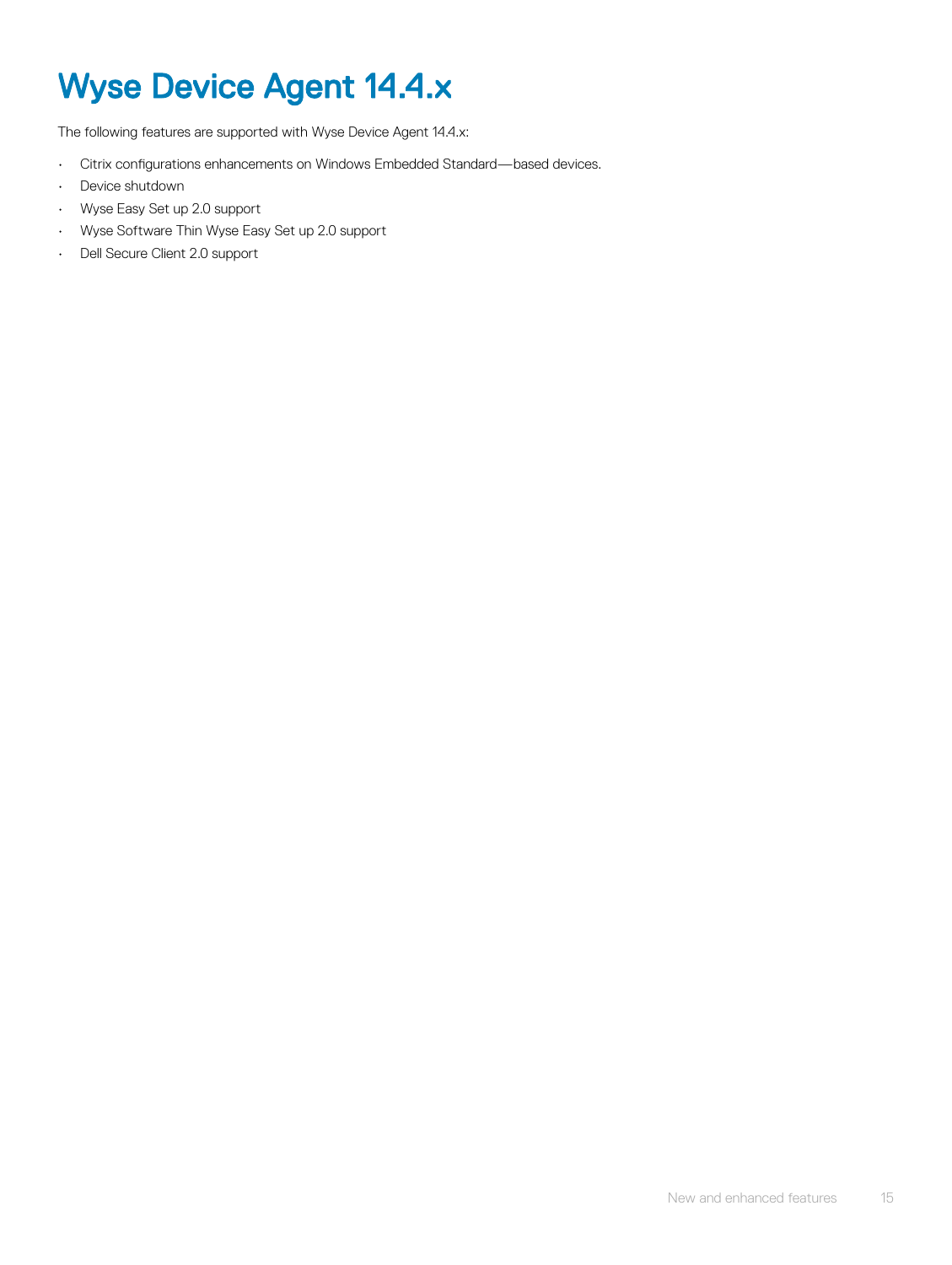# Wyse Device Agent 14.4.x

The following features are supported with Wyse Device Agent 14.4.x:

- Citrix configurations enhancements on Windows Embedded Standard—based devices.
- Device shutdown
- Wyse Easy Set up 2.0 support
- Wyse Software Thin Wyse Easy Set up 2.0 support
- Dell Secure Client 2.0 support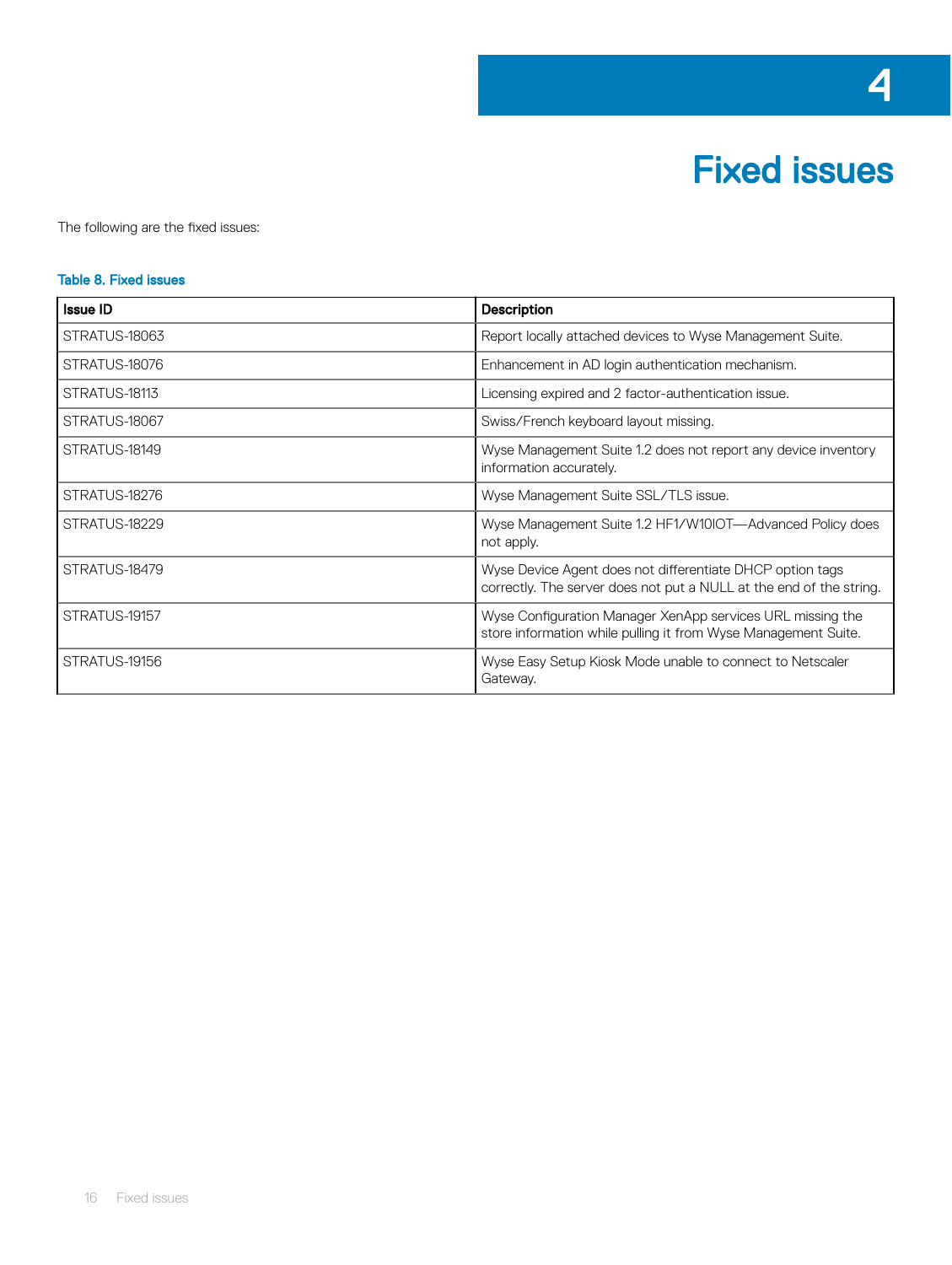# 4 Fixed issues

The following are the fixed issues:

**Table 8. Fixed issues**

| Issue ID | Description |
| --- | --- |
| STRATUS-18063 | Report locally attached devices to Wyse Management Suite. |
| STRATUS-18076 | Enhancement in AD login authentication mechanism. |
| STRATUS-18113 | Licensing expired and 2 factor-authentication issue. |
| STRATUS-18067 | Swiss/French keyboard layout missing. |
| STRATUS-18149 | Wyse Management Suite 1.2 does not report any device inventory information accurately. |
| STRATUS-18276 | Wyse Management Suite SSL/TLS issue. |
| STRATUS-18229 | Wyse Management Suite 1.2 HF1/W10IOT—Advanced Policy does not apply. |
| STRATUS-18479 | Wyse Device Agent does not differentiate DHCP option tags correctly. The server does not put a NULL at the end of the string. |
| STRATUS-19157 | Wyse Configuration Manager XenApp services URL missing the store information while pulling it from Wyse Management Suite. |
| STRATUS-19156 | Wyse Easy Setup Kiosk Mode unable to connect to Netscaler Gateway. |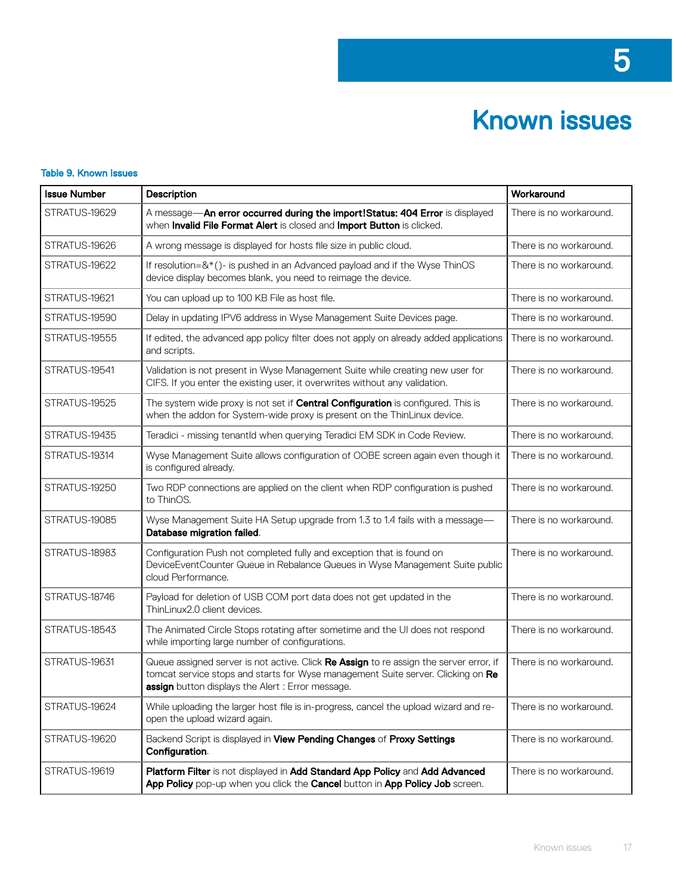# 5 Known issues

**Table 9. Known Issues**

| Issue Number | Description | Workaround |
|---|---|---|
| STRATUS-19629 | A message—**An error occurred during the import!Status: 404 Error** is displayed when **Invalid File Format Alert** is closed and **Import Button** is clicked. | There is no workaround. |
| STRATUS-19626 | A wrong message is displayed for hosts file size in public cloud. | There is no workaround. |
| STRATUS-19622 | If resolution=&*()- is pushed in an Advanced payload and if the Wyse ThinOS device display becomes blank, you need to reimage the device. | There is no workaround. |
| STRATUS-19621 | You can upload up to 100 KB File as host file. | There is no workaround. |
| STRATUS-19590 | Delay in updating IPV6 address in Wyse Management Suite Devices page. | There is no workaround. |
| STRATUS-19555 | If edited, the advanced app policy filter does not apply on already added applications and scripts. | There is no workaround. |
| STRATUS-19541 | Validation is not present in Wyse Management Suite while creating new user for CIFS. If you enter the existing user, it overwrites without any validation. | There is no workaround. |
| STRATUS-19525 | The system wide proxy is not set if **Central Configuration** is configured. This is when the addon for System-wide proxy is present on the ThinLinux device. | There is no workaround. |
| STRATUS-19435 | Teradici - missing tenantId when querying Teradici EM SDK in Code Review. | There is no workaround. |
| STRATUS-19314 | Wyse Management Suite allows configuration of OOBE screen again even though it is configured already. | There is no workaround. |
| STRATUS-19250 | Two RDP connections are applied on the client when RDP configuration is pushed to ThinOS. | There is no workaround. |
| STRATUS-19085 | Wyse Management Suite HA Setup upgrade from 1.3 to 1.4 fails with a message—**Database migration failed**. | There is no workaround. |
| STRATUS-18983 | Configuration Push not completed fully and exception that is found on DeviceEventCounter Queue in Rebalance Queues in Wyse Management Suite public cloud Performance. | There is no workaround. |
| STRATUS-18746 | Payload for deletion of USB COM port data does not get updated in the ThinLinux2.0 client devices. | There is no workaround. |
| STRATUS-18543 | The Animated Circle Stops rotating after sometime and the UI does not respond while importing large number of configurations. | There is no workaround. |
| STRATUS-19631 | Queue assigned server is not active. Click **Re Assign** to re assign the server error, if tomcat service stops and starts for Wyse management Suite server. Clicking on **Re assign** button displays the Alert : Error message. | There is no workaround. |
| STRATUS-19624 | While uploading the larger host file is in-progress, cancel the upload wizard and re-open the upload wizard again. | There is no workaround. |
| STRATUS-19620 | Backend Script is displayed in **View Pending Changes** of **Proxy Settings Configuration**. | There is no workaround. |
| STRATUS-19619 | **Platform Filter** is not displayed in **Add Standard App Policy** and **Add Advanced App Policy** pop-up when you click the **Cancel** button in **App Policy Job** screen. | There is no workaround. |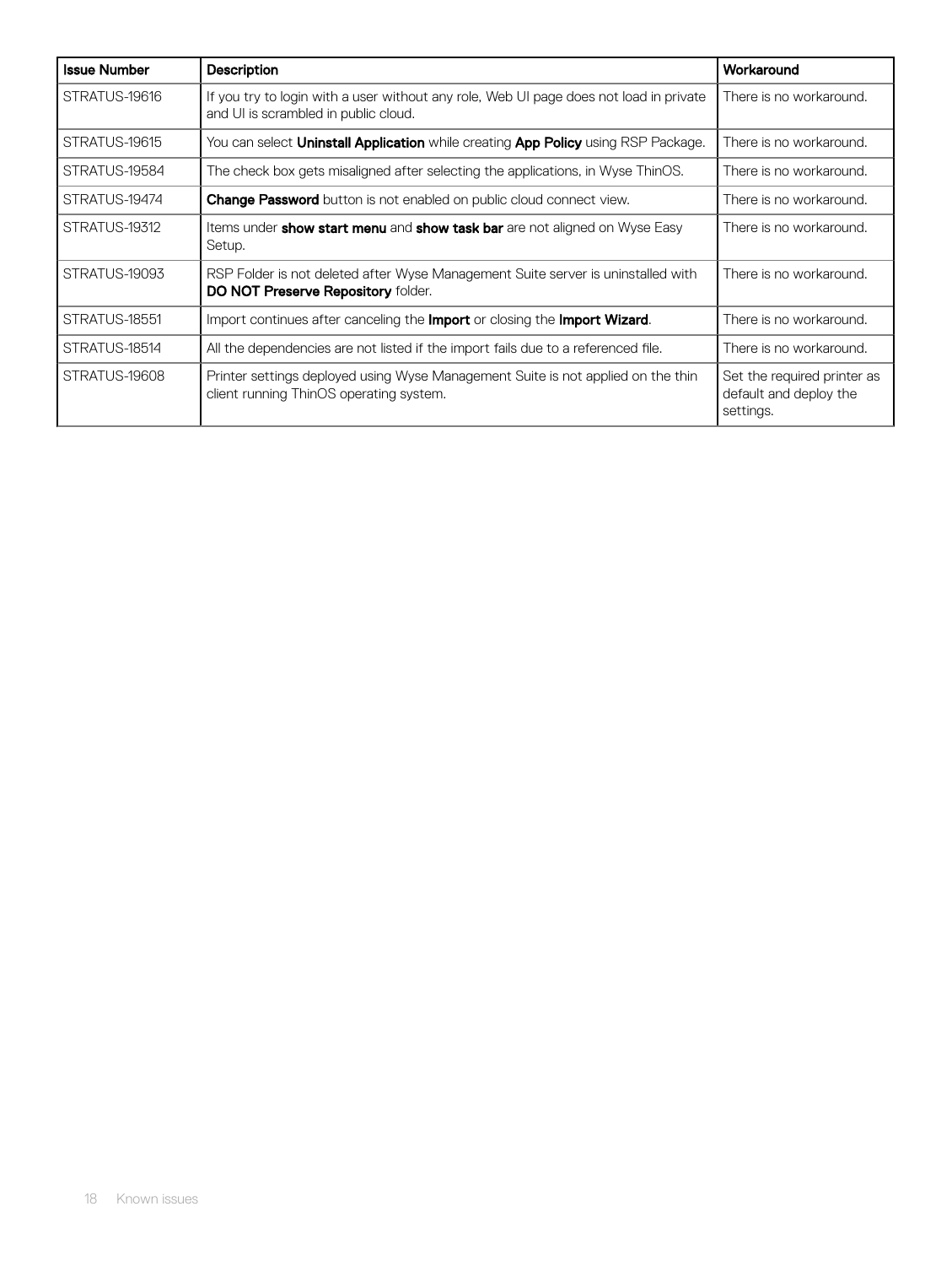| Issue Number | Description | Workaround |
| --- | --- | --- |
| STRATUS-19616 | If you try to login with a user without any role, Web UI page does not load in private and UI is scrambled in public cloud. | There is no workaround. |
| STRATUS-19615 | You can select **Uninstall Application** while creating **App Policy** using RSP Package. | There is no workaround. |
| STRATUS-19584 | The check box gets misaligned after selecting the applications, in Wyse ThinOS. | There is no workaround. |
| STRATUS-19474 | **Change Password** button is not enabled on public cloud connect view. | There is no workaround. |
| STRATUS-19312 | Items under **show start menu** and **show task bar** are not aligned on Wyse Easy Setup. | There is no workaround. |
| STRATUS-19093 | RSP Folder is not deleted after Wyse Management Suite server is uninstalled with **DO NOT Preserve Repository** folder. | There is no workaround. |
| STRATUS-18551 | Import continues after canceling the **Import** or closing the **Import Wizard**. | There is no workaround. |
| STRATUS-18514 | All the dependencies are not listed if the import fails due to a referenced file. | There is no workaround. |
| STRATUS-19608 | Printer settings deployed using Wyse Management Suite is not applied on the thin client running ThinOS operating system. | Set the required printer as default and deploy the settings. |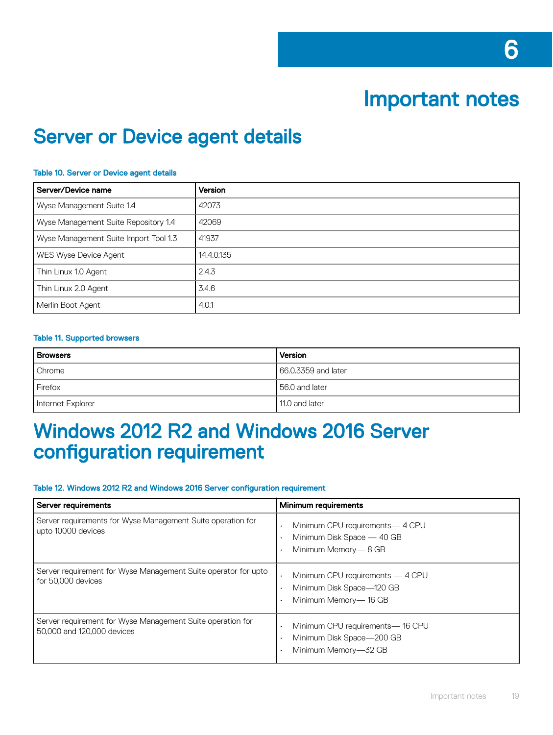# 6 Important notes

## Server or Device agent details

**Table 10. Server or Device agent details**

| Server/Device name | Version |
| --- | --- |
| Wyse Management Suite 1.4 | 42073 |
| Wyse Management Suite Repository 1.4 | 42069 |
| Wyse Management Suite Import Tool 1.3 | 41937 |
| WES Wyse Device Agent | 14.4.0.135 |
| Thin Linux 1.0 Agent | 2.4.3 |
| Thin Linux 2.0 Agent | 3.4.6 |
| Merlin Boot Agent | 4.0.1 |

**Table 11. Supported browsers**

| Browsers | Version |
| --- | --- |
| Chrome | 66.0.3359 and later |
| Firefox | 56.0 and later |
| Internet Explorer | 11.0 and later |

## Windows 2012 R2 and Windows 2016 Server configuration requirement

**Table 12. Windows 2012 R2 and Windows 2016 Server configuration requirement**

| Server requirements | Minimum requirements |
| --- | --- |
| Server requirements for Wyse Management Suite operation for upto 10000 devices | • Minimum CPU requirements— 4 CPU<br>• Minimum Disk Space — 40 GB<br>• Minimum Memory— 8 GB |
| Server requirement for Wyse Management Suite operator for upto for 50,000 devices | • Minimum CPU requirements — 4 CPU<br>• Minimum Disk Space—120 GB<br>• Minimum Memory— 16 GB |
| Server requirement for Wyse Management Suite operation for 50,000 and 120,000 devices | • Minimum CPU requirements— 16 CPU<br>• Minimum Disk Space—200 GB<br>• Minimum Memory—32 GB |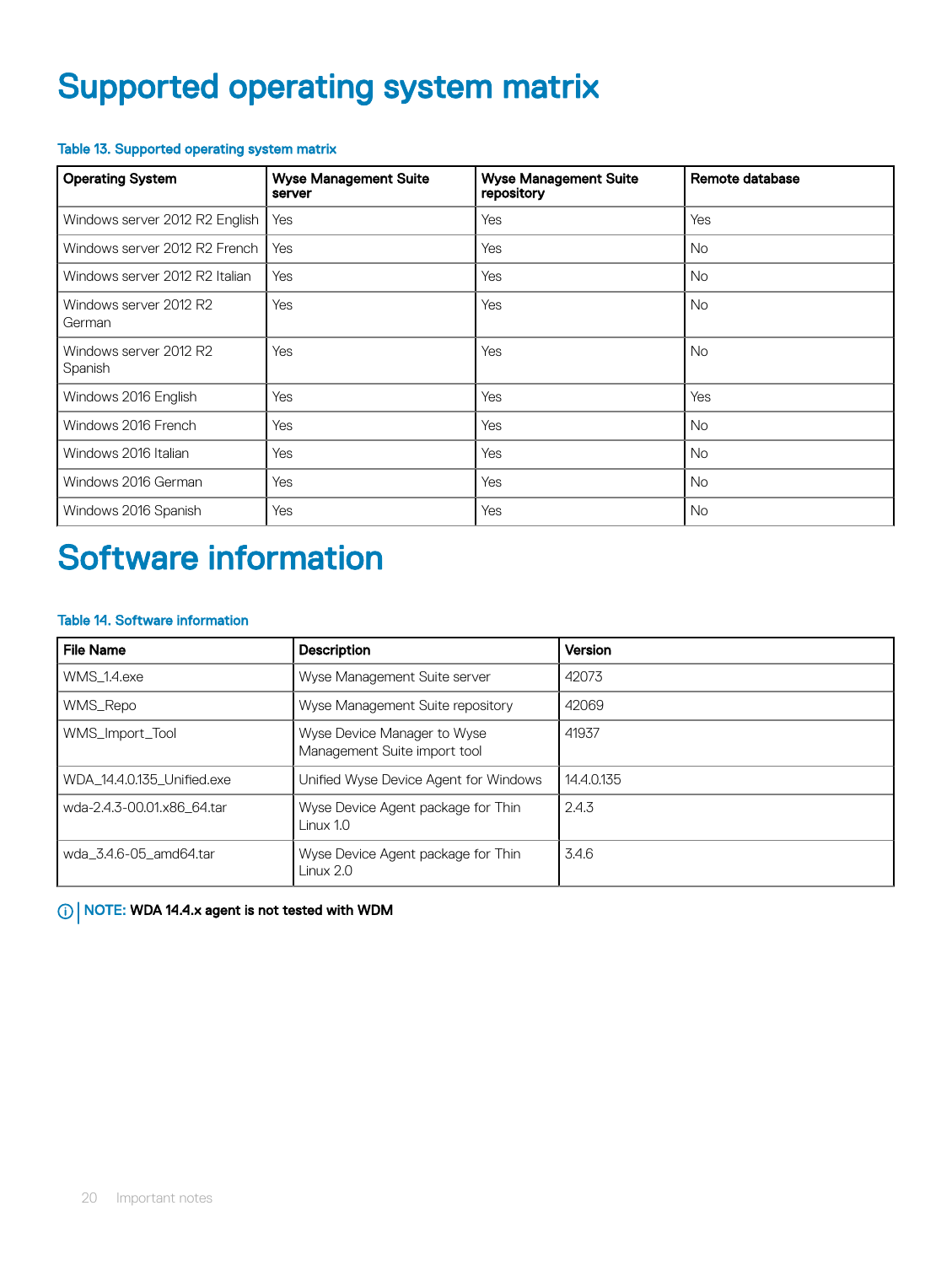# Supported operating system matrix

**Table 13. Supported operating system matrix**

| Operating System | Wyse Management Suite server | Wyse Management Suite repository | Remote database |
|---|---|---|---|
| Windows server 2012 R2 English | Yes | Yes | Yes |
| Windows server 2012 R2 French | Yes | Yes | No |
| Windows server 2012 R2 Italian | Yes | Yes | No |
| Windows server 2012 R2 German | Yes | Yes | No |
| Windows server 2012 R2 Spanish | Yes | Yes | No |
| Windows 2016 English | Yes | Yes | Yes |
| Windows 2016 French | Yes | Yes | No |
| Windows 2016 Italian | Yes | Yes | No |
| Windows 2016 German | Yes | Yes | No |
| Windows 2016 Spanish | Yes | Yes | No |

# Software information

**Table 14. Software information**

| File Name | Description | Version |
|---|---|---|
| WMS_1.4.exe | Wyse Management Suite server | 42073 |
| WMS_Repo | Wyse Management Suite repository | 42069 |
| WMS_Import_Tool | Wyse Device Manager to Wyse Management Suite import tool | 41937 |
| WDA_14.4.0.135_Unified.exe | Unified Wyse Device Agent for Windows | 14.4.0.135 |
| wda-2.4.3-00.01.x86_64.tar | Wyse Device Agent package for Thin Linux 1.0 | 2.4.3 |
| wda_3.4.6-05_amd64.tar | Wyse Device Agent package for Thin Linux 2.0 | 3.4.6 |

**NOTE:** **WDA 14.4.x agent is not tested with WDM**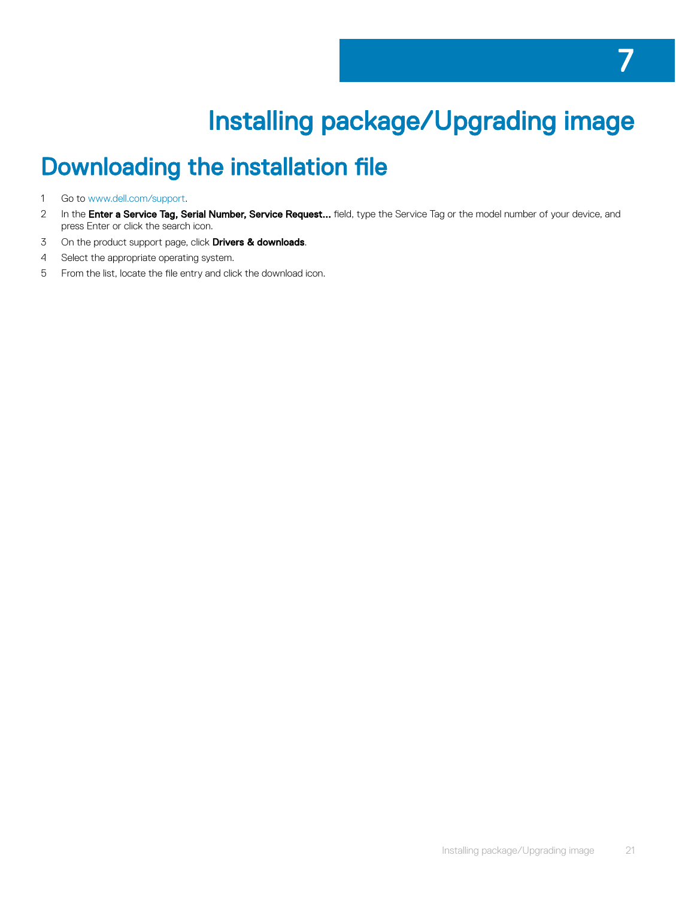# 7

# Installing package/Upgrading image

## Downloading the installation file

1. Go to www.dell.com/support.
2. In the **Enter a Service Tag, Serial Number, Service Request...** field, type the Service Tag or the model number of your device, and press Enter or click the search icon.
3. On the product support page, click **Drivers & downloads**.
4. Select the appropriate operating system.
5. From the list, locate the file entry and click the download icon.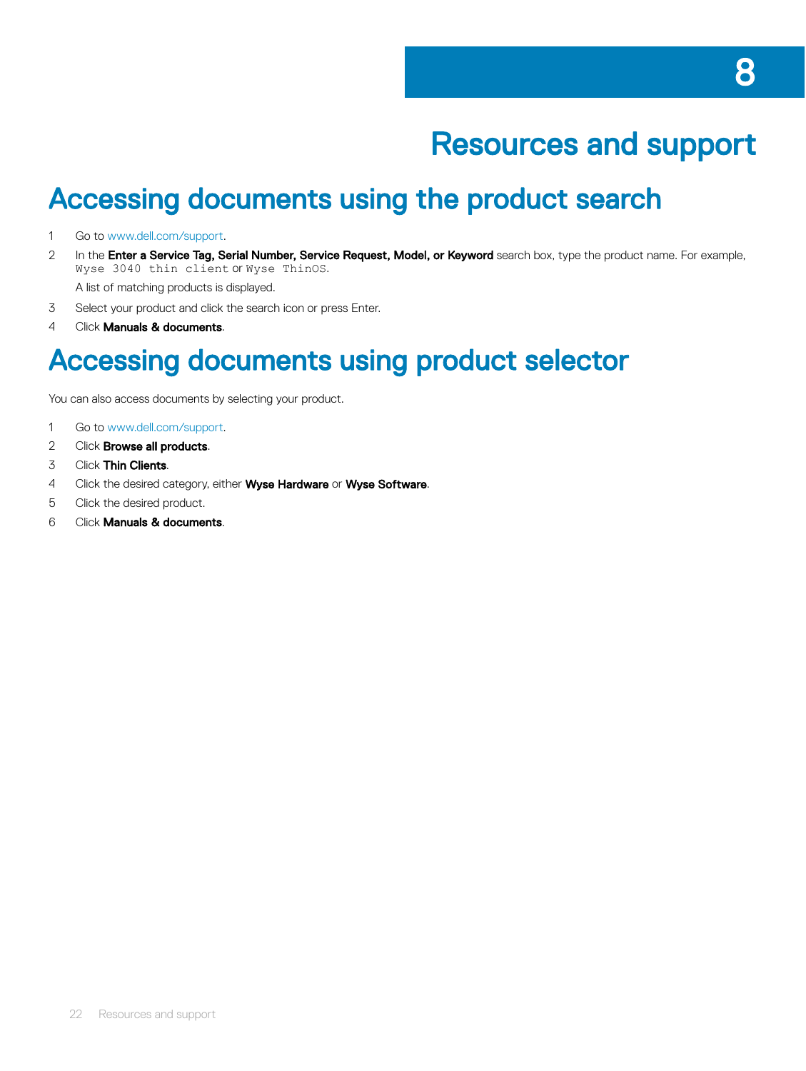# 8 Resources and support

## Accessing documents using the product search

1. Go to www.dell.com/support.
2. In the **Enter a Service Tag, Serial Number, Service Request, Model, or Keyword** search box, type the product name. For example, `Wyse 3040 thin client` or `Wyse ThinOS`.

   A list of matching products is displayed.
3. Select your product and click the search icon or press Enter.
4. Click **Manuals & documents**.

## Accessing documents using product selector

You can also access documents by selecting your product.

1. Go to www.dell.com/support.
2. Click **Browse all products**.
3. Click **Thin Clients**.
4. Click the desired category, either **Wyse Hardware** or **Wyse Software**.
5. Click the desired product.
6. Click **Manuals & documents**.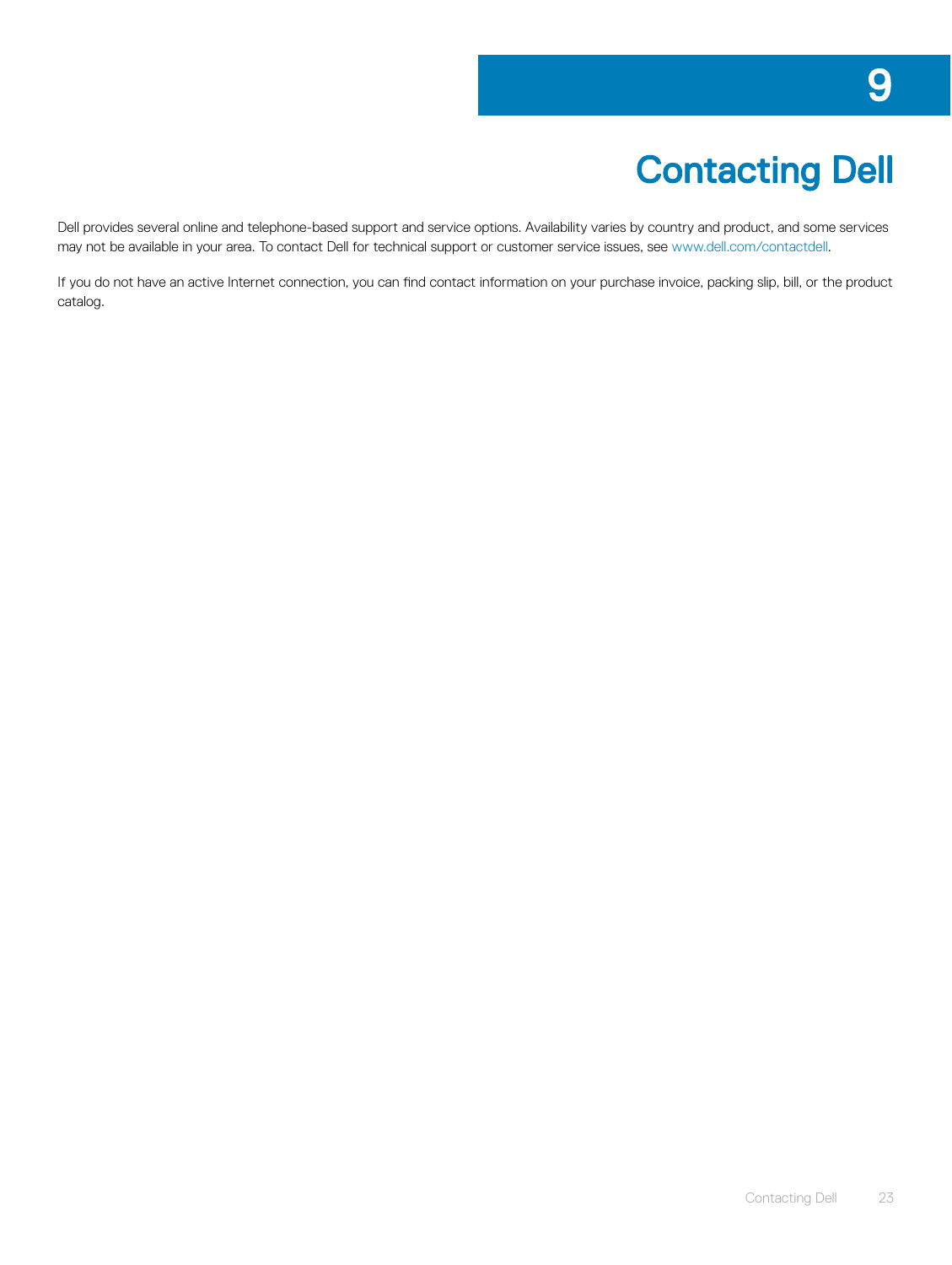# 9 Contacting Dell

Dell provides several online and telephone-based support and service options. Availability varies by country and product, and some services may not be available in your area. To contact Dell for technical support or customer service issues, see www.dell.com/contactdell.

If you do not have an active Internet connection, you can find contact information on your purchase invoice, packing slip, bill, or the product catalog.